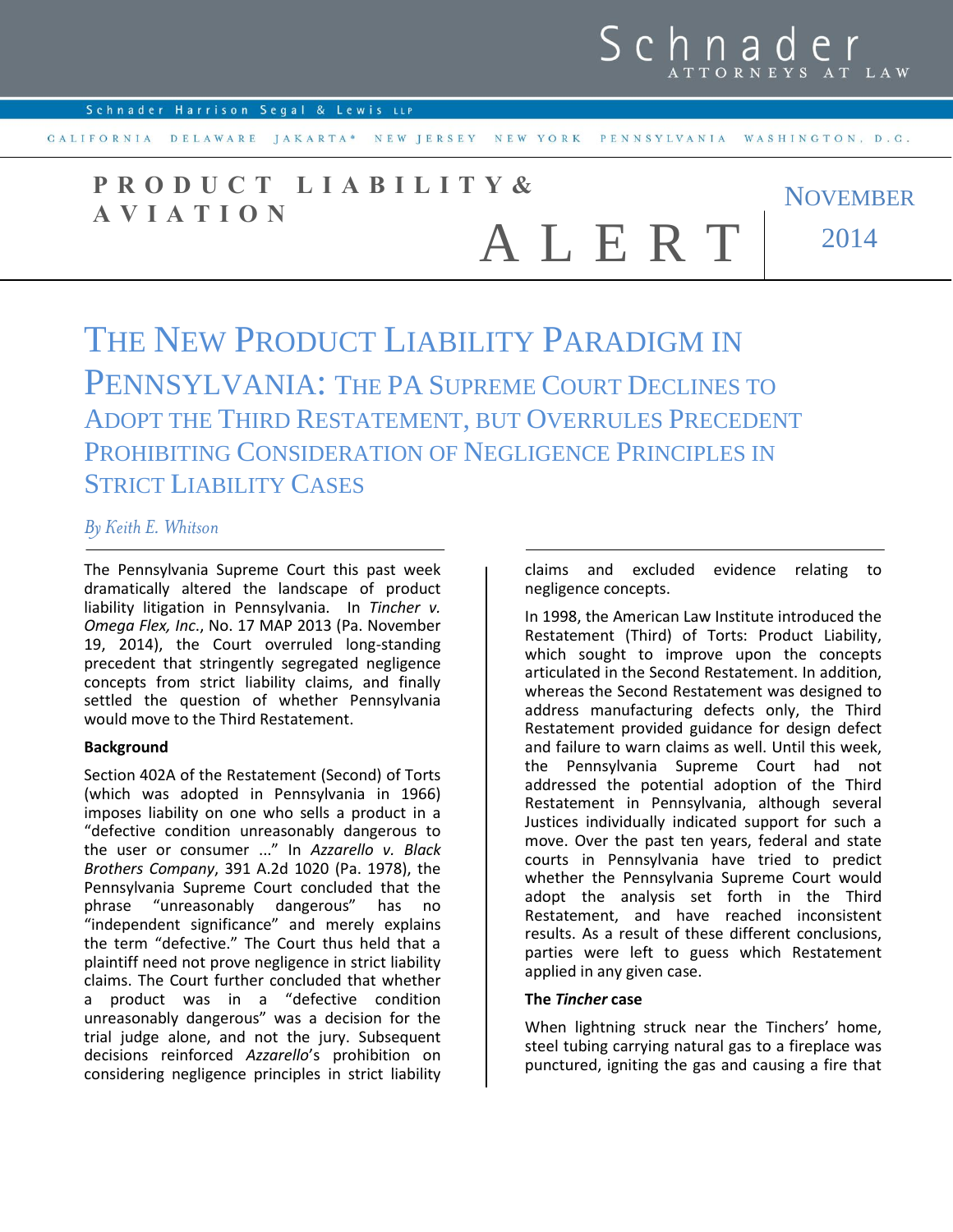Schnader ATTORNEYS AT LAW

Schnader Harrison Segal & Lewis LLP

CALIFORNIA DELAWARE JAKARTA* NEW JERSEY NEW YORK PENNSYLVANIA WASHINGTON, D.C.

**PRODUCT LIABILITY & AVIATION ALERT**

NOVEMBER 2014

# THE NEW PRODUCT LIABILITY PARADIGM IN PENNSYLVANIA: THE PA SUPREME COURT DECLINES TO ADOPT THE THIRD RESTATEMENT, BUT OVERRULES PRECEDENT PROHIBITING CONSIDERATION OF NEGLIGENCE PRINCIPLES IN STRICT LIABILITY CASES

*By Keith E. Whitson*

The Pennsylvania Supreme Court this past week dramatically altered the landscape of product liability litigation in Pennsylvania. In *Tincher v. Omega Flex, Inc.*, No. 17 MAP 2013 (Pa. November 19, 2014), the Court overruled long-standing precedent that stringently segregated negligence concepts from strict liability claims, and finally settled the question of whether Pennsylvania would move to the Third Restatement.

### Background

Section 402A of the Restatement (Second) of Torts (which was adopted in Pennsylvania in 1966) imposes liability on one who sells a product in a "defective condition unreasonably dangerous to the user or consumer ..." In *Azzarello v. Black Brothers Company*, 391 A.2d 1020 (Pa. 1978), the Pennsylvania Supreme Court concluded that the phrase "unreasonably dangerous" has no "independent significance" and merely explains the term "defective." The Court thus held that a plaintiff need not prove negligence in strict liability claims. The Court further concluded that whether a product was in a "defective condition unreasonably dangerous" was a decision for the trial judge alone, and not the jury. Subsequent decisions reinforced *Azzarello*'s prohibition on considering negligence principles in strict liability claims and excluded evidence relating to negligence concepts.

In 1998, the American Law Institute introduced the Restatement (Third) of Torts: Product Liability, which sought to improve upon the concepts articulated in the Second Restatement. In addition, whereas the Second Restatement was designed to address manufacturing defects only, the Third Restatement provided guidance for design defect and failure to warn claims as well. Until this week, the Pennsylvania Supreme Court had not addressed the potential adoption of the Third Restatement in Pennsylvania, although several Justices individually indicated support for such a move. Over the past ten years, federal and state courts in Pennsylvania have tried to predict whether the Pennsylvania Supreme Court would adopt the analysis set forth in the Third Restatement, and have reached inconsistent results. As a result of these different conclusions, parties were left to guess which Restatement applied in any given case.

### The *Tincher* case

When lightning struck near the Tinchers' home, steel tubing carrying natural gas to a fireplace was punctured, igniting the gas and causing a fire that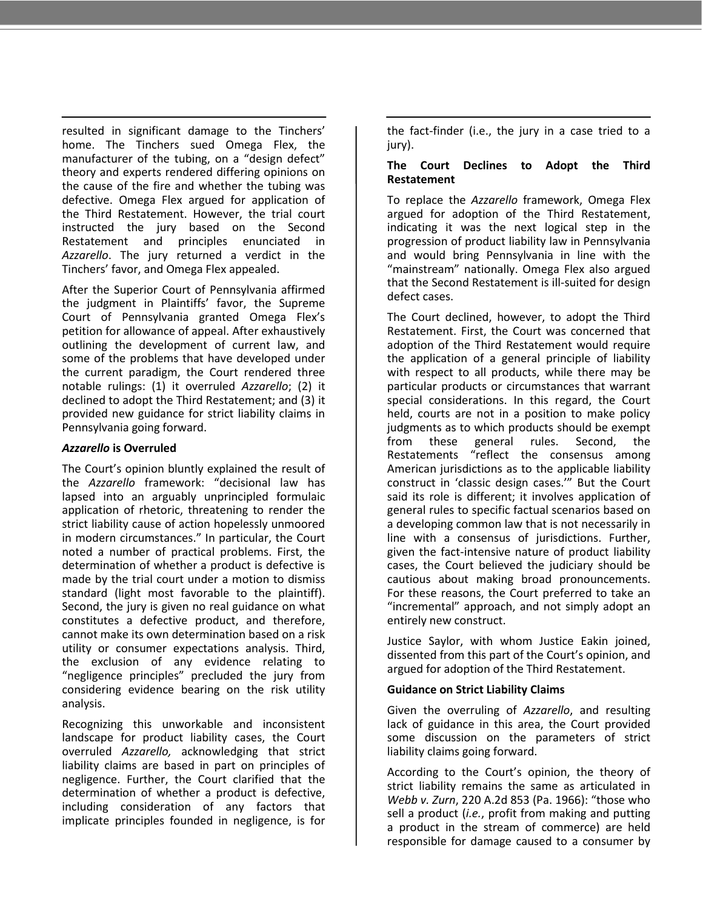resulted in significant damage to the Tinchers' home. The Tinchers sued Omega Flex, the manufacturer of the tubing, on a "design defect" theory and experts rendered differing opinions on the cause of the fire and whether the tubing was defective. Omega Flex argued for application of the Third Restatement. However, the trial court instructed the jury based on the Second Restatement and principles enunciated in *Azzarello*. The jury returned a verdict in the Tinchers' favor, and Omega Flex appealed.

After the Superior Court of Pennsylvania affirmed the judgment in Plaintiffs' favor, the Supreme Court of Pennsylvania granted Omega Flex's petition for allowance of appeal. After exhaustively outlining the development of current law, and some of the problems that have developed under the current paradigm, the Court rendered three notable rulings: (1) it overruled *Azzarello*; (2) it declined to adopt the Third Restatement; and (3) it provided new guidance for strict liability claims in Pennsylvania going forward.

### *Azzarello* is Overruled

The Court's opinion bluntly explained the result of the *Azzarello* framework: "decisional law has lapsed into an arguably unprincipled formulaic application of rhetoric, threatening to render the strict liability cause of action hopelessly unmoored in modern circumstances." In particular, the Court noted a number of practical problems. First, the determination of whether a product is defective is made by the trial court under a motion to dismiss standard (light most favorable to the plaintiff). Second, the jury is given no real guidance on what constitutes a defective product, and therefore, cannot make its own determination based on a risk utility or consumer expectations analysis. Third, the exclusion of any evidence relating to "negligence principles" precluded the jury from considering evidence bearing on the risk utility analysis.

Recognizing this unworkable and inconsistent landscape for product liability cases, the Court overruled *Azzarello,* acknowledging that strict liability claims are based in part on principles of negligence. Further, the Court clarified that the determination of whether a product is defective, including consideration of any factors that implicate principles founded in negligence, is for the fact-finder (i.e., the jury in a case tried to a jury).

### The Court Declines to Adopt the Third Restatement

To replace the *Azzarello* framework, Omega Flex argued for adoption of the Third Restatement, indicating it was the next logical step in the progression of product liability law in Pennsylvania and would bring Pennsylvania in line with the "mainstream" nationally. Omega Flex also argued that the Second Restatement is ill-suited for design defect cases.

The Court declined, however, to adopt the Third Restatement. First, the Court was concerned that adoption of the Third Restatement would require the application of a general principle of liability with respect to all products, while there may be particular products or circumstances that warrant special considerations. In this regard, the Court held, courts are not in a position to make policy judgments as to which products should be exempt from these general rules. Second, the Restatements "reflect the consensus among American jurisdictions as to the applicable liability construct in 'classic design cases.'" But the Court said its role is different; it involves application of general rules to specific factual scenarios based on a developing common law that is not necessarily in line with a consensus of jurisdictions. Further, given the fact-intensive nature of product liability cases, the Court believed the judiciary should be cautious about making broad pronouncements. For these reasons, the Court preferred to take an "incremental" approach, and not simply adopt an entirely new construct.

Justice Saylor, with whom Justice Eakin joined, dissented from this part of the Court's opinion, and argued for adoption of the Third Restatement.

### Guidance on Strict Liability Claims

Given the overruling of *Azzarello*, and resulting lack of guidance in this area, the Court provided some discussion on the parameters of strict liability claims going forward.

According to the Court's opinion, the theory of strict liability remains the same as articulated in *Webb v. Zurn*, 220 A.2d 853 (Pa. 1966): "those who sell a product (*i.e.*, profit from making and putting a product in the stream of commerce) are held responsible for damage caused to a consumer by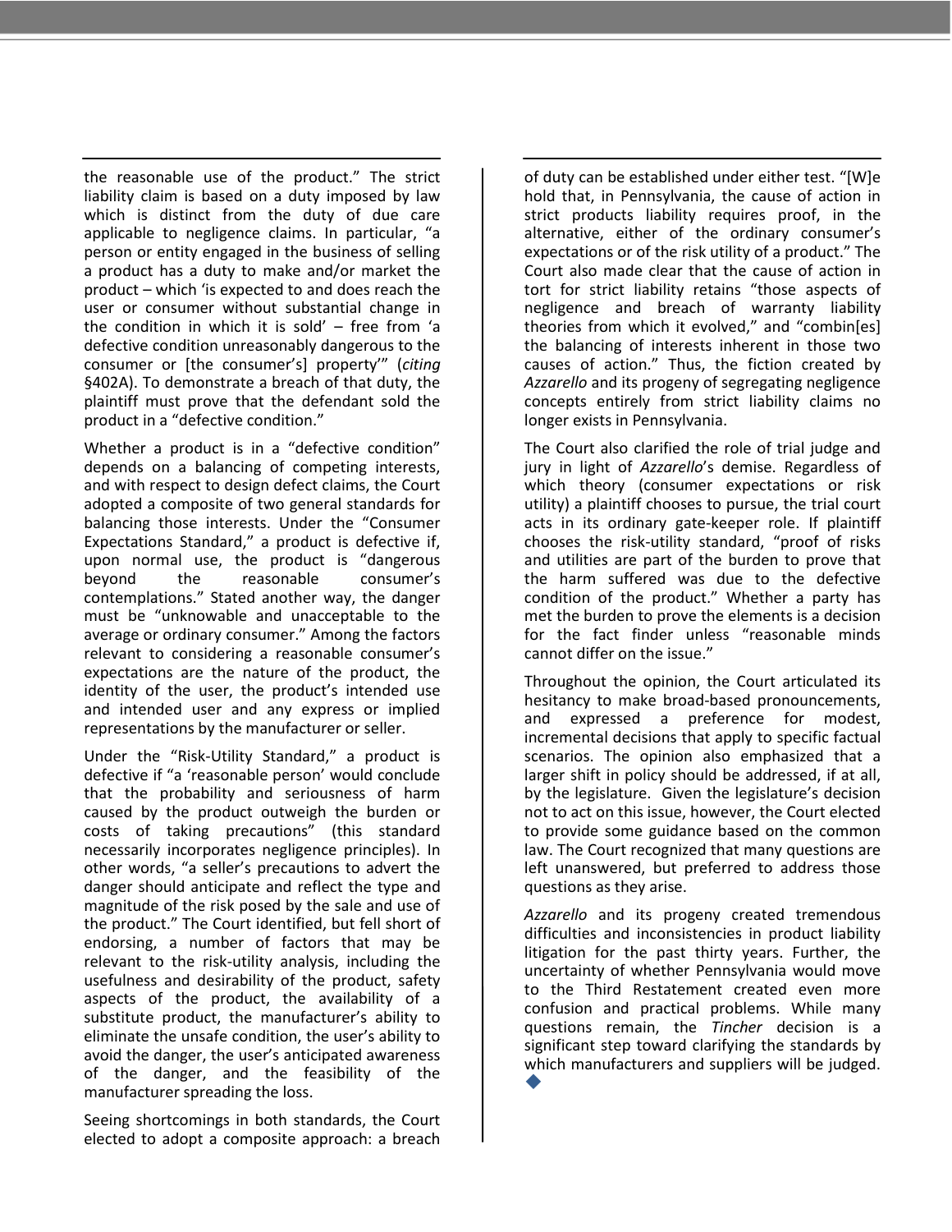the reasonable use of the product." The strict liability claim is based on a duty imposed by law which is distinct from the duty of due care applicable to negligence claims. In particular, "a person or entity engaged in the business of selling a product has a duty to make and/or market the product – which 'is expected to and does reach the user or consumer without substantial change in the condition in which it is sold' – free from 'a defective condition unreasonably dangerous to the consumer or [the consumer's] property'" (*citing* §402A). To demonstrate a breach of that duty, the plaintiff must prove that the defendant sold the product in a "defective condition."

Whether a product is in a "defective condition" depends on a balancing of competing interests, and with respect to design defect claims, the Court adopted a composite of two general standards for balancing those interests. Under the "Consumer Expectations Standard," a product is defective if, upon normal use, the product is "dangerous beyond the reasonable consumer's contemplations." Stated another way, the danger must be "unknowable and unacceptable to the average or ordinary consumer." Among the factors relevant to considering a reasonable consumer's expectations are the nature of the product, the identity of the user, the product's intended use and intended user and any express or implied representations by the manufacturer or seller.

Under the "Risk-Utility Standard," a product is defective if "a 'reasonable person' would conclude that the probability and seriousness of harm caused by the product outweigh the burden or costs of taking precautions" (this standard necessarily incorporates negligence principles). In other words, "a seller's precautions to advert the danger should anticipate and reflect the type and magnitude of the risk posed by the sale and use of the product." The Court identified, but fell short of endorsing, a number of factors that may be relevant to the risk-utility analysis, including the usefulness and desirability of the product, safety aspects of the product, the availability of a substitute product, the manufacturer's ability to eliminate the unsafe condition, the user's ability to avoid the danger, the user's anticipated awareness of the danger, and the feasibility of the manufacturer spreading the loss.

Seeing shortcomings in both standards, the Court elected to adopt a composite approach: a breach of duty can be established under either test. "[W]e hold that, in Pennsylvania, the cause of action in strict products liability requires proof, in the alternative, either of the ordinary consumer's expectations or of the risk utility of a product." The Court also made clear that the cause of action in tort for strict liability retains "those aspects of negligence and breach of warranty liability theories from which it evolved," and "combin[es] the balancing of interests inherent in those two causes of action." Thus, the fiction created by *Azzarello* and its progeny of segregating negligence concepts entirely from strict liability claims no longer exists in Pennsylvania.

The Court also clarified the role of trial judge and jury in light of *Azzarello*'s demise. Regardless of which theory (consumer expectations or risk utility) a plaintiff chooses to pursue, the trial court acts in its ordinary gate-keeper role. If plaintiff chooses the risk-utility standard, "proof of risks and utilities are part of the burden to prove that the harm suffered was due to the defective condition of the product." Whether a party has met the burden to prove the elements is a decision for the fact finder unless "reasonable minds cannot differ on the issue."

Throughout the opinion, the Court articulated its hesitancy to make broad-based pronouncements, and expressed a preference for modest, incremental decisions that apply to specific factual scenarios. The opinion also emphasized that a larger shift in policy should be addressed, if at all, by the legislature. Given the legislature's decision not to act on this issue, however, the Court elected to provide some guidance based on the common law. The Court recognized that many questions are left unanswered, but preferred to address those questions as they arise.

*Azzarello* and its progeny created tremendous difficulties and inconsistencies in product liability litigation for the past thirty years. Further, the uncertainty of whether Pennsylvania would move to the Third Restatement created even more confusion and practical problems. While many questions remain, the *Tincher* decision is a significant step toward clarifying the standards by which manufacturers and suppliers will be judged. ◆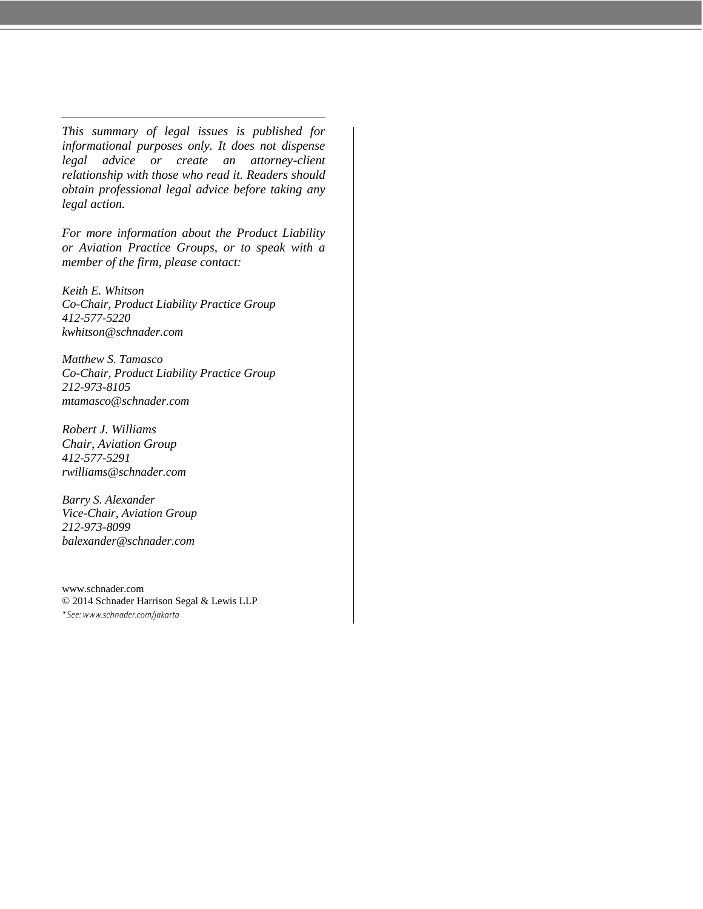*This summary of legal issues is published for informational purposes only. It does not dispense legal advice or create an attorney-client relationship with those who read it. Readers should obtain professional legal advice before taking any legal action.*

*For more information about the Product Liability or Aviation Practice Groups, or to speak with a member of the firm, please contact:*

*Keith E. Whitson*
*Co-Chair, Product Liability Practice Group*
*412-577-5220*
*kwhitson@schnader.com*

*Matthew S. Tamasco*
*Co-Chair, Product Liability Practice Group*
*212-973-8105*
*mtamasco@schnader.com*

*Robert J. Williams*
*Chair, Aviation Group*
*412-577-5291*
*rwilliams@schnader.com*

*Barry S. Alexander*
*Vice-Chair, Aviation Group*
*212-973-8099*
*balexander@schnader.com*

www.schnader.com
© 2014 Schnader Harrison Segal & Lewis LLP
*See: www.schnader.com/jakarta